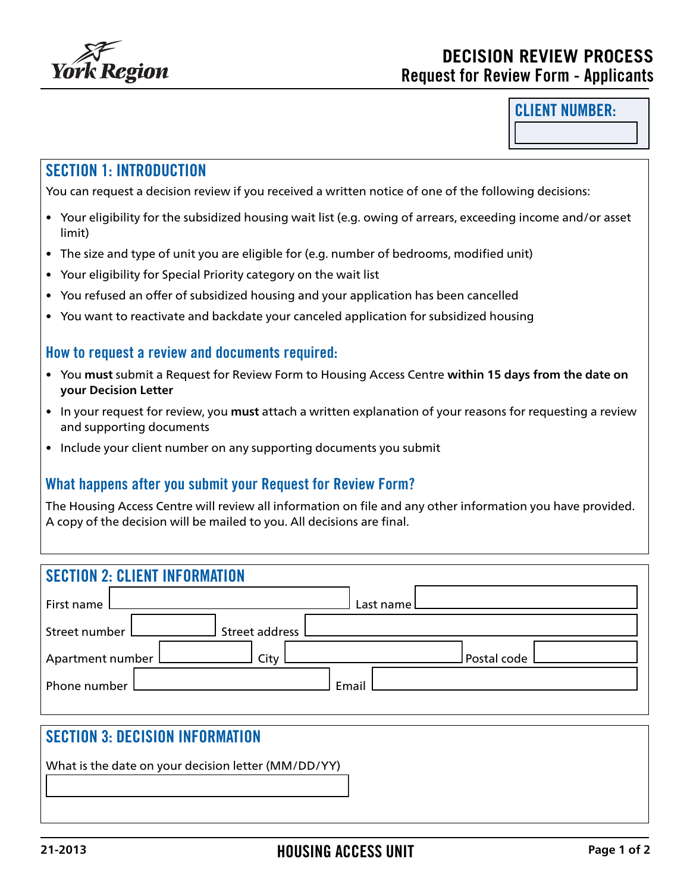York Region

# DECISION REVIEW PROCESS
## Request for Review Form - Applicants

**CLIENT NUMBER:**

## SECTION 1: INTRODUCTION

You can request a decision review if you received a written notice of one of the following decisions:

- Your eligibility for the subsidized housing wait list (e.g. owing of arrears, exceeding income and/or asset limit)
- The size and type of unit you are eligible for (e.g. number of bedrooms, modified unit)
- Your eligibility for Special Priority category on the wait list
- You refused an offer of subsidized housing and your application has been cancelled
- You want to reactivate and backdate your canceled application for subsidized housing

### How to request a review and documents required:

- You **must** submit a Request for Review Form to Housing Access Centre **within 15 days from the date on your Decision Letter**
- In your request for review, you **must** attach a written explanation of your reasons for requesting a review and supporting documents
- Include your client number on any supporting documents you submit

### What happens after you submit your Request for Review Form?

The Housing Access Centre will review all information on file and any other information you have provided. A copy of the decision will be mailed to you. All decisions are final.

## SECTION 2: CLIENT INFORMATION

First name

Last name

Street number

Street address

Apartment number

City

Postal code

Phone number

Email

## SECTION 3: DECISION INFORMATION

What is the date on your decision letter (MM/DD/YY)

21-2013

HOUSING ACCESS UNIT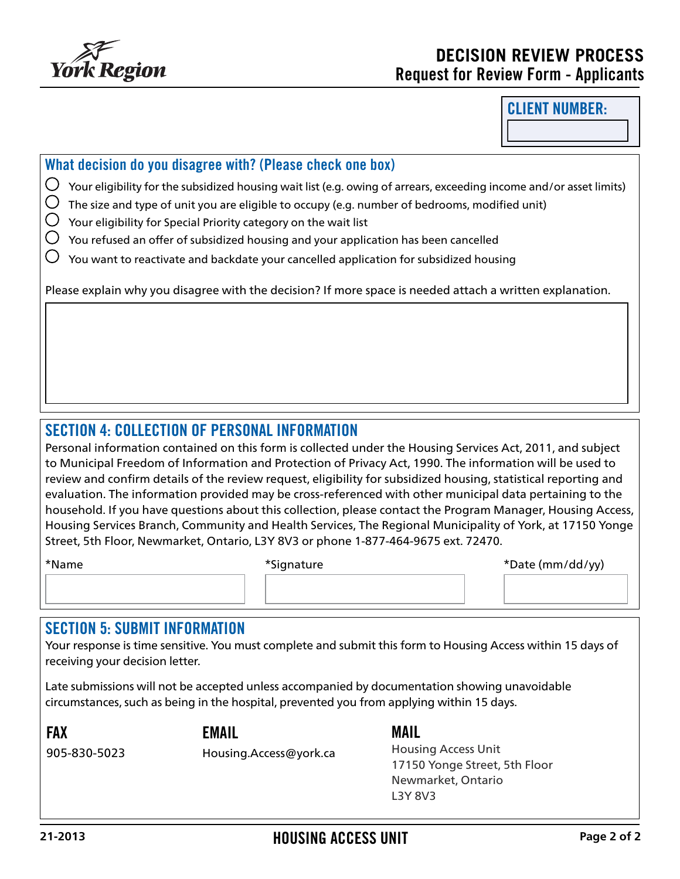# DECISION REVIEW PROCESS
## Request for Review Form - Applicants

**CLIENT NUMBER:**

### What decision do you disagree with? (Please check one box)

- ○ Your eligibility for the subsidized housing wait list (e.g. owing of arrears, exceeding income and/or asset limits)
- ○ The size and type of unit you are eligible to occupy (e.g. number of bedrooms, modified unit)
- ○ Your eligibility for Special Priority category on the wait list
- ○ You refused an offer of subsidized housing and your application has been cancelled
- ○ You want to reactivate and backdate your cancelled application for subsidized housing

Please explain why you disagree with the decision? If more space is needed attach a written explanation.

## SECTION 4: COLLECTION OF PERSONAL INFORMATION

Personal information contained on this form is collected under the Housing Services Act, 2011, and subject to Municipal Freedom of Information and Protection of Privacy Act, 1990. The information will be used to review and confirm details of the review request, eligibility for subsidized housing, statistical reporting and evaluation. The information provided may be cross-referenced with other municipal data pertaining to the household. If you have questions about this collection, please contact the Program Manager, Housing Access, Housing Services Branch, Community and Health Services, The Regional Municipality of York, at 17150 Yonge Street, 5th Floor, Newmarket, Ontario, L3Y 8V3 or phone 1-877-464-9675 ext. 72470.

*Name

*Signature

*Date (mm/dd/yy)

## SECTION 5: SUBMIT INFORMATION

Your response is time sensitive. You must complete and submit this form to Housing Access within 15 days of receiving your decision letter.

Late submissions will not be accepted unless accompanied by documentation showing unavoidable circumstances, such as being in the hospital, prevented you from applying within 15 days.

**FAX**

905-830-5023

**EMAIL**

Housing.Access@york.ca

**MAIL**

Housing Access Unit
17150 Yonge Street, 5th Floor
Newmarket, Ontario
L3Y 8V3

21-2013

HOUSING ACCESS UNIT